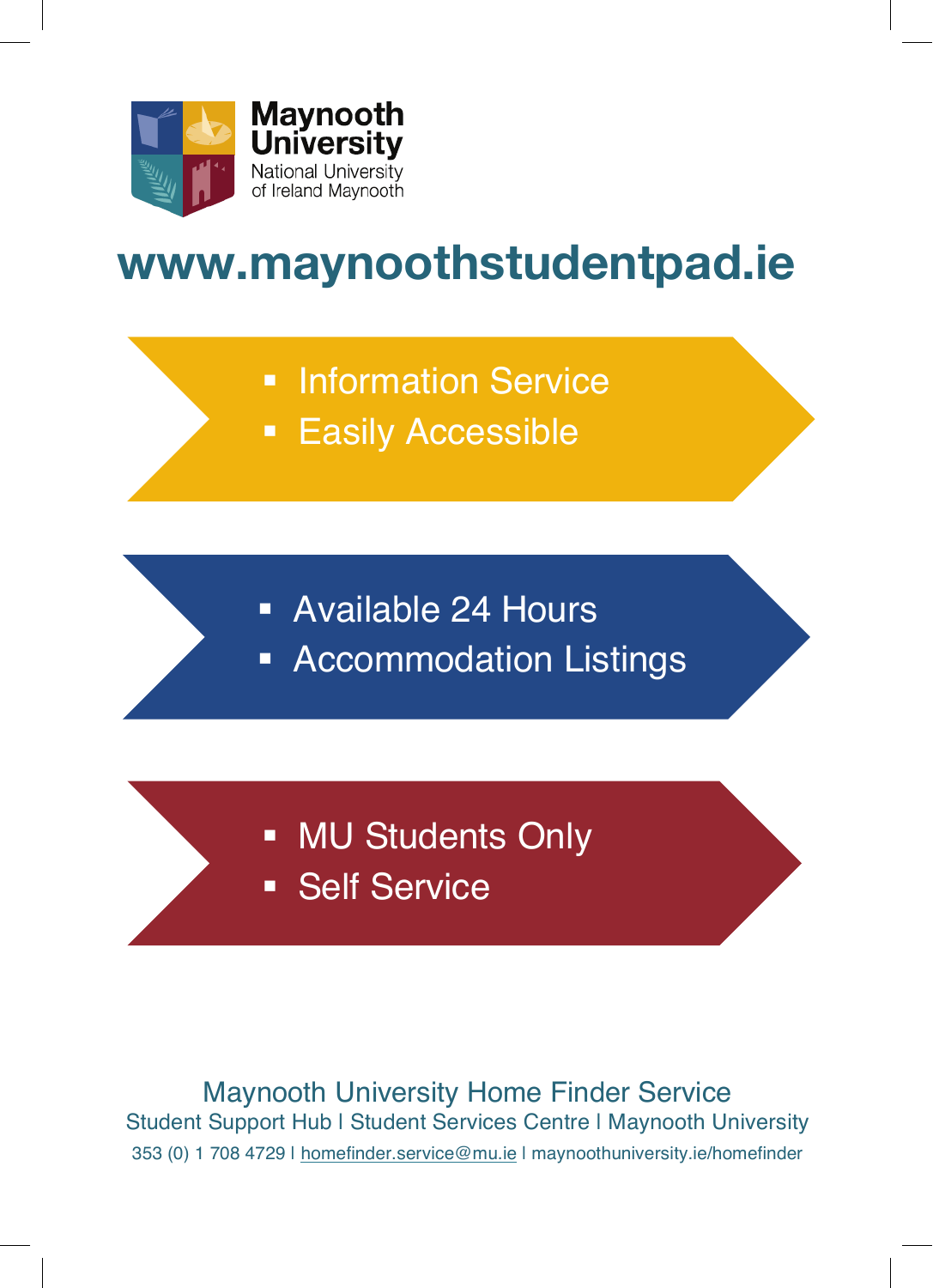**Maynooth University**
National University of Ireland Maynooth

# www.maynoothstudentpad.ie

- Information Service
- Easily Accessible

- Available 24 Hours
- Accommodation Listings

- MU Students Only
- Self Service

Maynooth University Home Finder Service

Student Support Hub I Student Services Centre I Maynooth University

353 (0) 1 708 4729 I homefinder.service@mu.ie I maynoothuniversity.ie/homefinder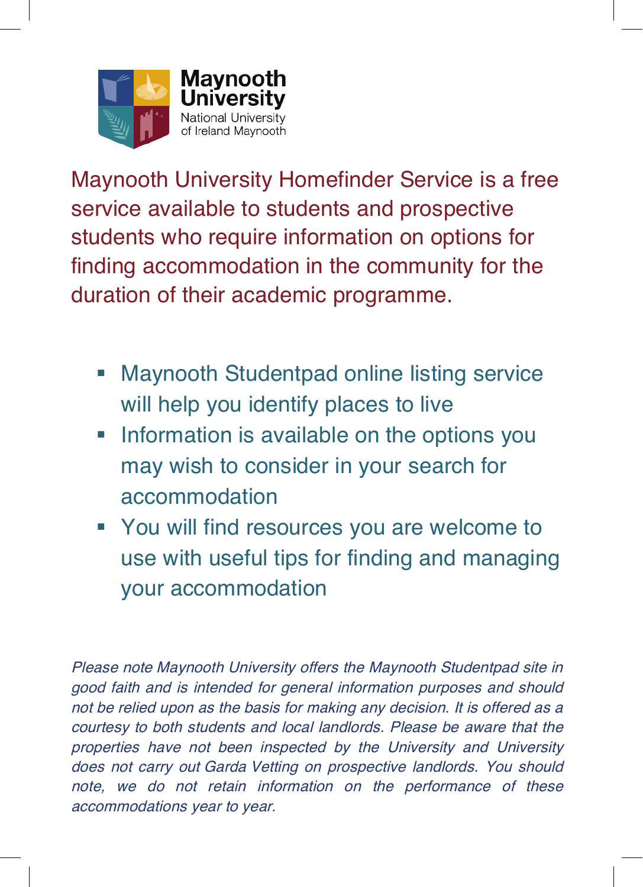**Maynooth University**
National University of Ireland Maynooth

Maynooth University Homefinder Service is a free service available to students and prospective students who require information on options for finding accommodation in the community for the duration of their academic programme.

- Maynooth Studentpad online listing service will help you identify places to live
- Information is available on the options you may wish to consider in your search for accommodation
- You will find resources you are welcome to use with useful tips for finding and managing your accommodation

*Please note Maynooth University offers the Maynooth Studentpad site in good faith and is intended for general information purposes and should not be relied upon as the basis for making any decision. It is offered as a courtesy to both students and local landlords. Please be aware that the properties have not been inspected by the University and University does not carry out Garda Vetting on prospective landlords. You should note, we do not retain information on the performance of these accommodations year to year.*